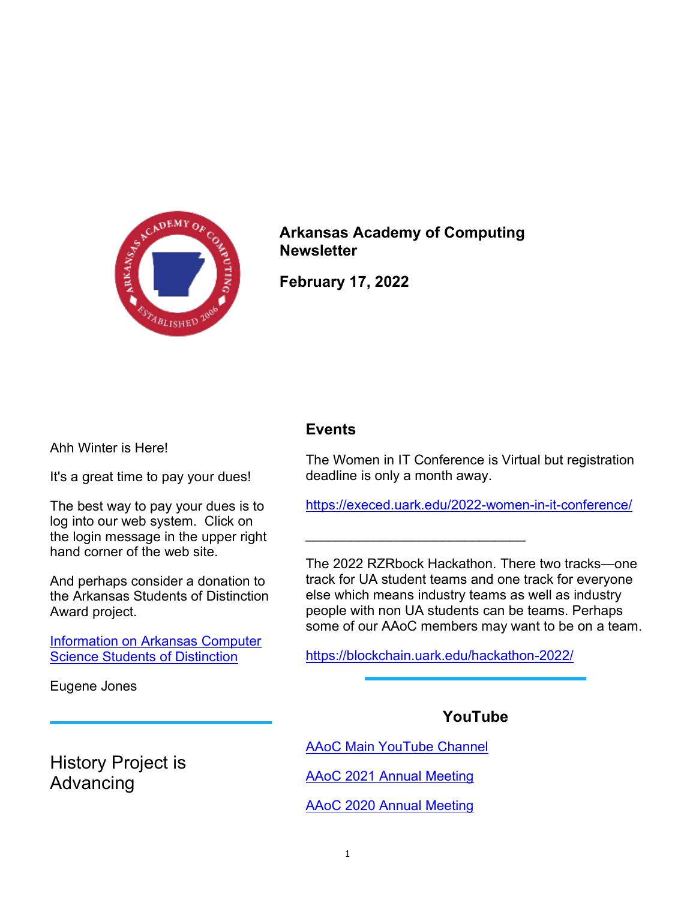# Arkansas Academy of Computing Newsletter

**February 17, 2022**

Ahh Winter is Here!

It's a great time to pay your dues!

The best way to pay your dues is to log into our web system. Click on the login message in the upper right hand corner of the web site.

And perhaps consider a donation to the Arkansas Students of Distinction Award project.

[Information on Arkansas Computer Science Students of Distinction]

Eugene Jones

---

## History Project is Advancing

## Events

The Women in IT Conference is Virtual but registration deadline is only a month away.

https://execed.uark.edu/2022-women-in-it-conference/

______________________________

The 2022 RZRbock Hackathon. There two tracks—one track for UA student teams and one track for everyone else which means industry teams as well as industry people with non UA students can be teams. Perhaps some of our AAoC members may want to be on a team.

https://blockchain.uark.edu/hackathon-2022/

---

## YouTube

[AAoC Main YouTube Channel]

[AAoC 2021 Annual Meeting]

[AAoC 2020 Annual Meeting]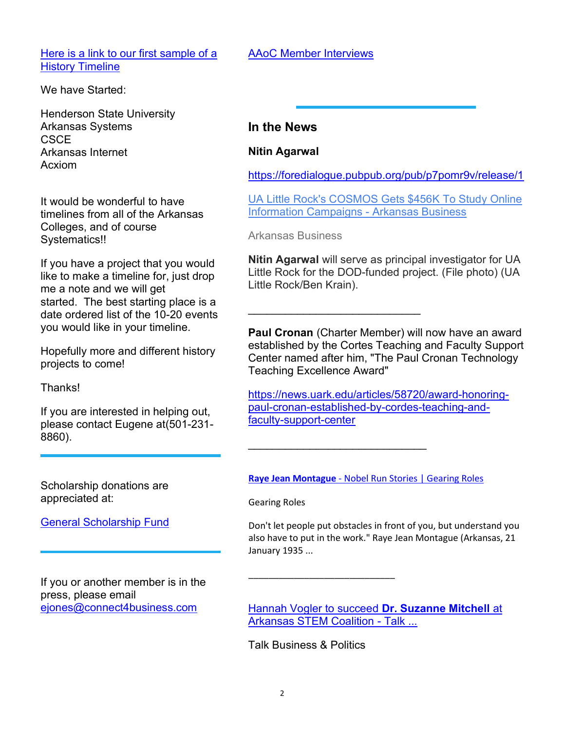[Here is a link to our first sample of a History Timeline]

We have Started:

Henderson State University
Arkansas Systems
CSCE
Arkansas Internet
Acxiom

It would be wonderful to have timelines from all of the Arkansas Colleges, and of course Systematics!!

If you have a project that you would like to make a timeline for, just drop me a note and we will get started. The best starting place is a date ordered list of the 10-20 events you would like in your timeline.

Hopefully more and different history projects to come!

Thanks!

If you are interested in helping out, please contact Eugene at(501-231-8860).

---

Scholarship donations are appreciated at:

[General Scholarship Fund]

---

If you or another member is in the press, please email ejones@connect4business.com

[AAoC Member Interviews]

---

## In the News

**Nitin Agarwal**

https://foredialogue.pubpub.org/pub/p7pomr9v/release/1

[UA Little Rock's COSMOS Gets $456K To Study Online Information Campaigns - Arkansas Business]

Arkansas Business

**Nitin Agarwal** will serve as principal investigator for UA Little Rock for the DOD-funded project. (File photo) (UA Little Rock/Ben Krain).

---

**Paul Cronan** (Charter Member) will now have an award established by the Cortes Teaching and Faculty Support Center named after him, "The Paul Cronan Technology Teaching Excellence Award"

https://news.uark.edu/articles/58720/award-honoring-paul-cronan-established-by-cordes-teaching-and-faculty-support-center

---

[**Raye Jean Montague** - Nobel Run Stories | Gearing Roles]

Gearing Roles

Don't let people put obstacles in front of you, but understand you also have to put in the work." Raye Jean Montague (Arkansas, 21 January 1935 ...

---

[Hannah Vogler to succeed **Dr. Suzanne Mitchell** at Arkansas STEM Coalition - Talk ...]

Talk Business & Politics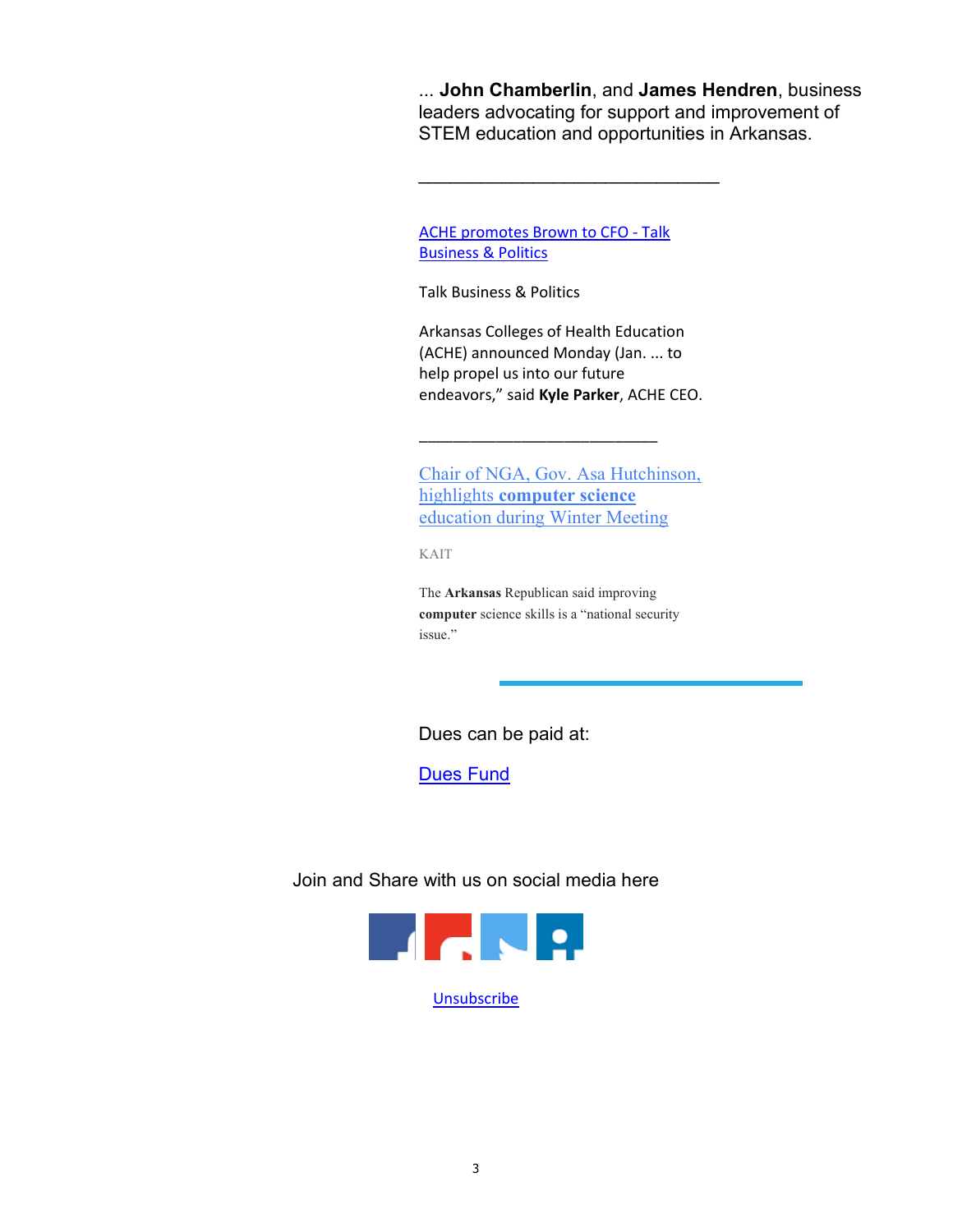... **John Chamberlin**, and **James Hendren**, business leaders advocating for support and improvement of STEM education and opportunities in Arkansas.

---

[ACHE promotes Brown to CFO - Talk Business & Politics]

Talk Business & Politics

Arkansas Colleges of Health Education (ACHE) announced Monday (Jan. ... to help propel us into our future endeavors," said **Kyle Parker**, ACHE CEO.

---

[Chair of NGA, Gov. Asa Hutchinson, highlights **computer science** education during Winter Meeting]

KAIT

The **Arkansas** Republican said improving **computer** science skills is a "national security issue."

---

Dues can be paid at:

[Dues Fund]

Join and Share with us on social media here

[Unsubscribe]